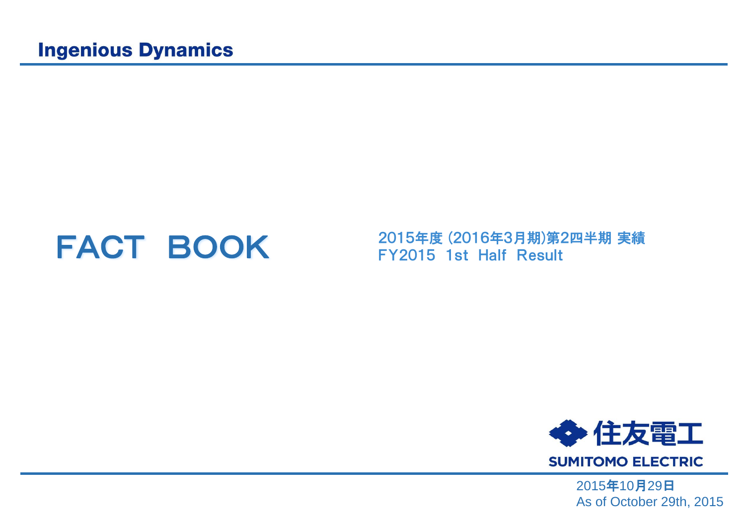Ingenious Dynamics

# FACT BOOK

2015年度 (2016年3月期)第2四半期 実績
FY2015 1st Half Result

住友電工
SUMITOMO ELECTRIC

2015年10月29日
As of October 29th, 2015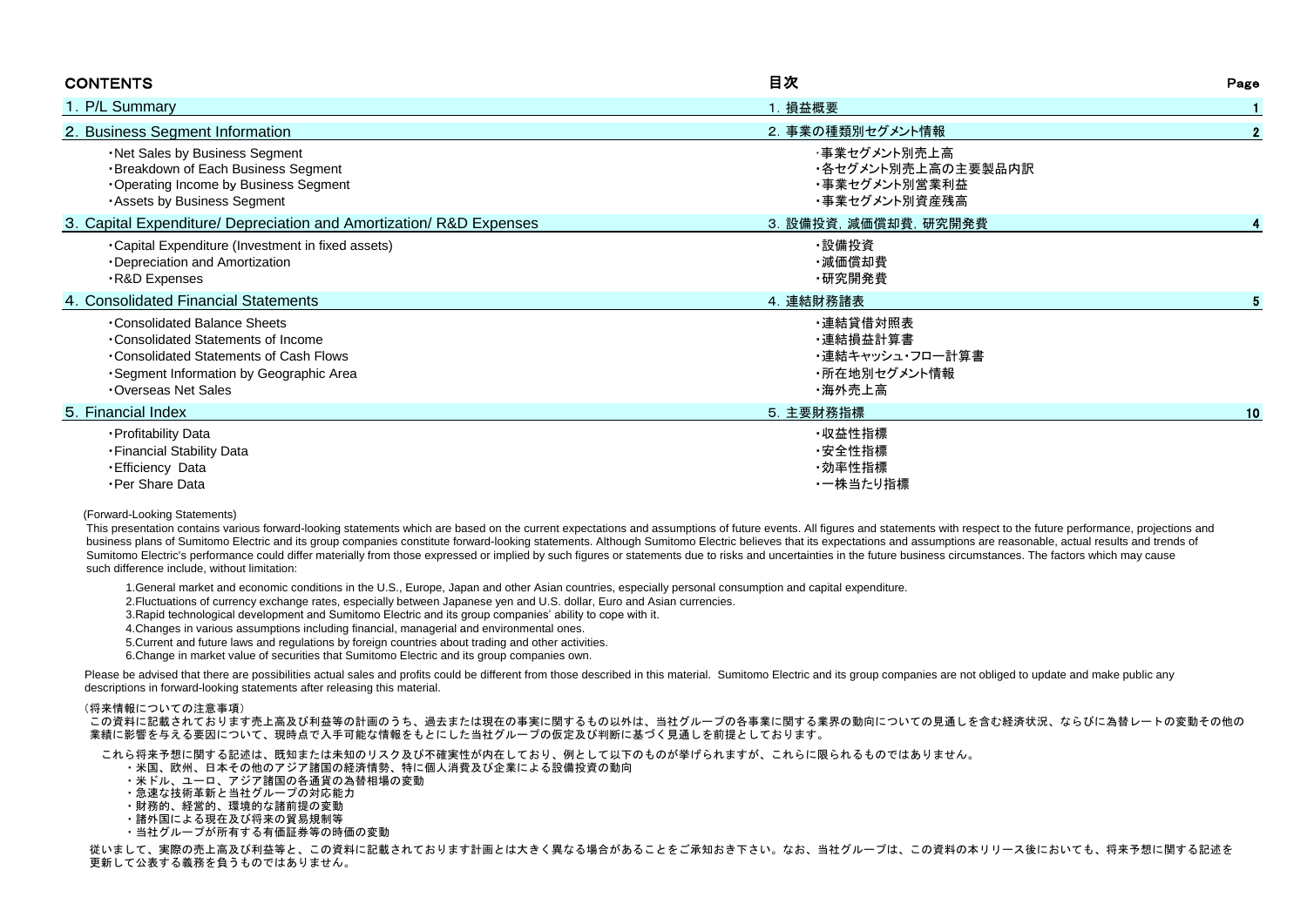| CONTENTS | 目次 | Page |
|---|---|---|
| 1. P/L Summary | 1. 損益概要 | 1 |
| 2. Business Segment Information | 2. 事業の種類別セグメント情報 | 2 |
| ・Net Sales by Business Segment | ・事業セグメント別売上高 | |
| ・Breakdown of Each Business Segment | ・各セグメント別売上高の主要製品内訳 | |
| ・Operating Income by Business Segment | ・事業セグメント別営業利益 | |
| ・Assets by Business Segment | ・事業セグメント別資産残高 | |
| 3. Capital Expenditure/ Depreciation and Amortization/ R&D Expenses | 3. 設備投資，減価償却費，研究開発費 | 4 |
| ・Capital Expenditure (Investment in fixed assets) | ・設備投資 | |
| ・Depreciation and Amortization | ・減価償却費 | |
| ・R&D Expenses | ・研究開発費 | |
| 4. Consolidated Financial Statements | 4. 連結財務諸表 | 5 |
| ・Consolidated Balance Sheets | ・連結貸借対照表 | |
| ・Consolidated Statements of Income | ・連結損益計算書 | |
| ・Consolidated Statements of Cash Flows | ・連結キャッシュ・フロー計算書 | |
| ・Segment Information by Geographic Area | ・所在地別セグメント情報 | |
| ・Overseas Net Sales | ・海外売上高 | |
| 5. Financial Index | 5. 主要財務指標 | 10 |
| ・Profitability Data | ・収益性指標 | |
| ・Financial Stability Data | ・安全性指標 | |
| ・Efficiency Data | ・効率性指標 | |
| ・Per Share Data | ・一株当たり指標 | |

(Forward-Looking Statements)

This presentation contains various forward-looking statements which are based on the current expectations and assumptions of future events. All figures and statements with respect to the future performance, projections and business plans of Sumitomo Electric and its group companies constitute forward-looking statements. Although Sumitomo Electric believes that its expectations and assumptions are reasonable, actual results and trends of Sumitomo Electric's performance could differ materially from those expressed or implied by such figures or statements due to risks and uncertainties in the future business circumstances. The factors which may cause such difference include, without limitation:

1.General market and economic conditions in the U.S., Europe, Japan and other Asian countries, especially personal consumption and capital expenditure.
2.Fluctuations of currency exchange rates, especially between Japanese yen and U.S. dollar, Euro and Asian currencies.
3.Rapid technological development and Sumitomo Electric and its group companies' ability to cope with it.
4.Changes in various assumptions including financial, managerial and environmental ones.
5.Current and future laws and regulations by foreign countries about trading and other activities.
6.Change in market value of securities that Sumitomo Electric and its group companies own.

Please be advised that there are possibilities actual sales and profits could be different from those described in this material. Sumitomo Electric and its group companies are not obliged to update and make public any descriptions in forward-looking statements after releasing this material.

（将来情報についての注意事項）

この資料に記載されております売上高及び利益等の計画のうち、過去または現在の事実に関するもの以外は、当社グループの各事業に関する業界の動向についての見通しを含む経済状況、ならびに為替レートの変動その他の業績に影響を与える要因について、現時点で入手可能な情報をもとにした当社グループの仮定及び判断に基づく見通しを前提としております。

これら将来予想に関する記述は、既知または未知のリスク及び不確実性が内在しており、例として以下のものが挙げられますが、これらに限られるものではありません。

・米国、欧州、日本その他のアジア諸国の経済情勢、特に個人消費及び企業による設備投資の動向
・米ドル、ユーロ、アジア諸国の各通貨の為替相場の変動
・急速な技術革新と当社グループの対応能力
・財務的、経営的、環境的な諸前提の変動
・諸外国による現在及び将来の貿易規制等
・当社グループが所有する有価証券等の時価の変動

従いまして、実際の売上高及び利益等と、この資料に記載されております計画とは大きく異なる場合があることをご承知おき下さい。なお、当社グループは、この資料の本リリース後においても、将来予想に関する記述を更新して公表する義務を負うものではありません。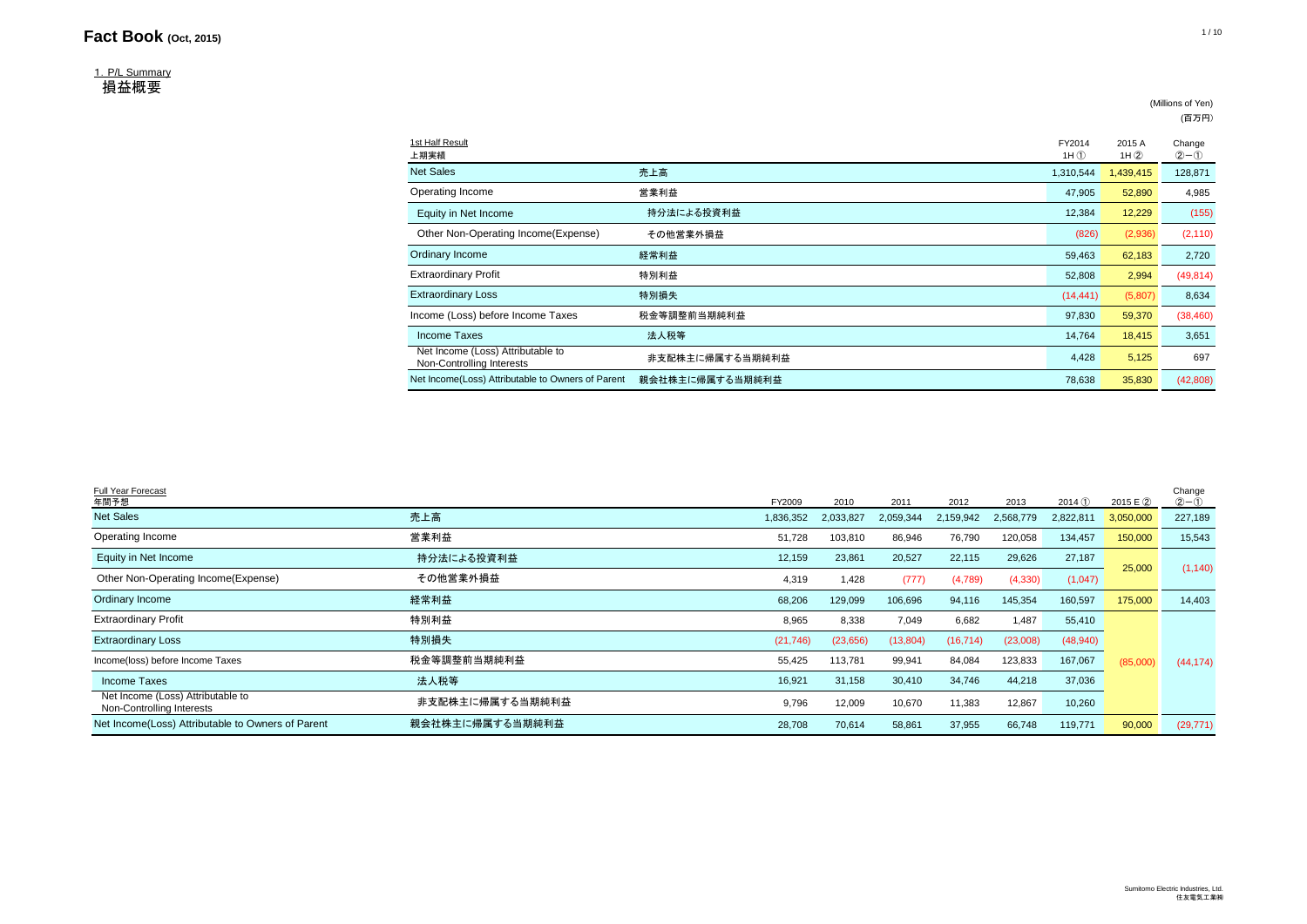# Fact Book (Oct, 2015)

## 1. P/L Summary
## 損益概要

(Millions of Yen)
(百万円)

| 1st Half Result<br>上期実績 | | FY2014<br>1H ① | 2015 A<br>1H ② | Change<br>②−① |
|---|---|---|---|---|
| Net Sales | 売上高 | 1,310,544 | 1,439,415 | 128,871 |
| Operating Income | 営業利益 | 47,905 | 52,890 | 4,985 |
| Equity in Net Income | 持分法による投資利益 | 12,384 | 12,229 | (155) |
| Other Non-Operating Income(Expense) | その他営業外損益 | (826) | (2,936) | (2,110) |
| Ordinary Income | 経常利益 | 59,463 | 62,183 | 2,720 |
| Extraordinary Profit | 特別利益 | 52,808 | 2,994 | (49,814) |
| Extraordinary Loss | 特別損失 | (14,441) | (5,807) | 8,634 |
| Income (Loss) before Income Taxes | 税金等調整前当期純利益 | 97,830 | 59,370 | (38,460) |
| Income Taxes | 法人税等 | 14,764 | 18,415 | 3,651 |
| Net Income (Loss) Attributable to Non-Controlling Interests | 非支配株主に帰属する当期純利益 | 4,428 | 5,125 | 697 |
| Net Income(Loss) Attributable to Owners of Parent | 親会社株主に帰属する当期純利益 | 78,638 | 35,830 | (42,808) |

| Full Year Forecast<br>年間予想 | | FY2009 | 2010 | 2011 | 2012 | 2013 | 2014 ① | 2015 E ② | Change<br>②−① |
|---|---|---|---|---|---|---|---|---|---|
| Net Sales | 売上高 | 1,836,352 | 2,033,827 | 2,059,344 | 2,159,942 | 2,568,779 | 2,822,811 | 3,050,000 | 227,189 |
| Operating Income | 営業利益 | 51,728 | 103,810 | 86,946 | 76,790 | 120,058 | 134,457 | 150,000 | 15,543 |
| Equity in Net Income | 持分法による投資利益 | 12,159 | 23,861 | 20,527 | 22,115 | 29,626 | 27,187 | 25,000 | (1,140) |
| Other Non-Operating Income(Expense) | その他営業外損益 | 4,319 | 1,428 | (777) | (4,789) | (4,330) | (1,047) | | |
| Ordinary Income | 経常利益 | 68,206 | 129,099 | 106,696 | 94,116 | 145,354 | 160,597 | 175,000 | 14,403 |
| Extraordinary Profit | 特別利益 | 8,965 | 8,338 | 7,049 | 6,682 | 1,487 | 55,410 | (85,000) | (44,174) |
| Extraordinary Loss | 特別損失 | (21,746) | (23,656) | (13,804) | (16,714) | (23,008) | (48,940) | | |
| Income(loss) before Income Taxes | 税金等調整前当期純利益 | 55,425 | 113,781 | 99,941 | 84,084 | 123,833 | 167,067 | | |
| Income Taxes | 法人税等 | 16,921 | 31,158 | 30,410 | 34,746 | 44,218 | 37,036 | | |
| Net Income (Loss) Attributable to Non-Controlling Interests | 非支配株主に帰属する当期純利益 | 9,796 | 12,009 | 10,670 | 11,383 | 12,867 | 10,260 | | |
| Net Income(Loss) Attributable to Owners of Parent | 親会社株主に帰属する当期純利益 | 28,708 | 70,614 | 58,861 | 37,955 | 66,748 | 119,771 | 90,000 | (29,771) |

Sumitomo Electric Industries, Ltd.
住友電気工業㈱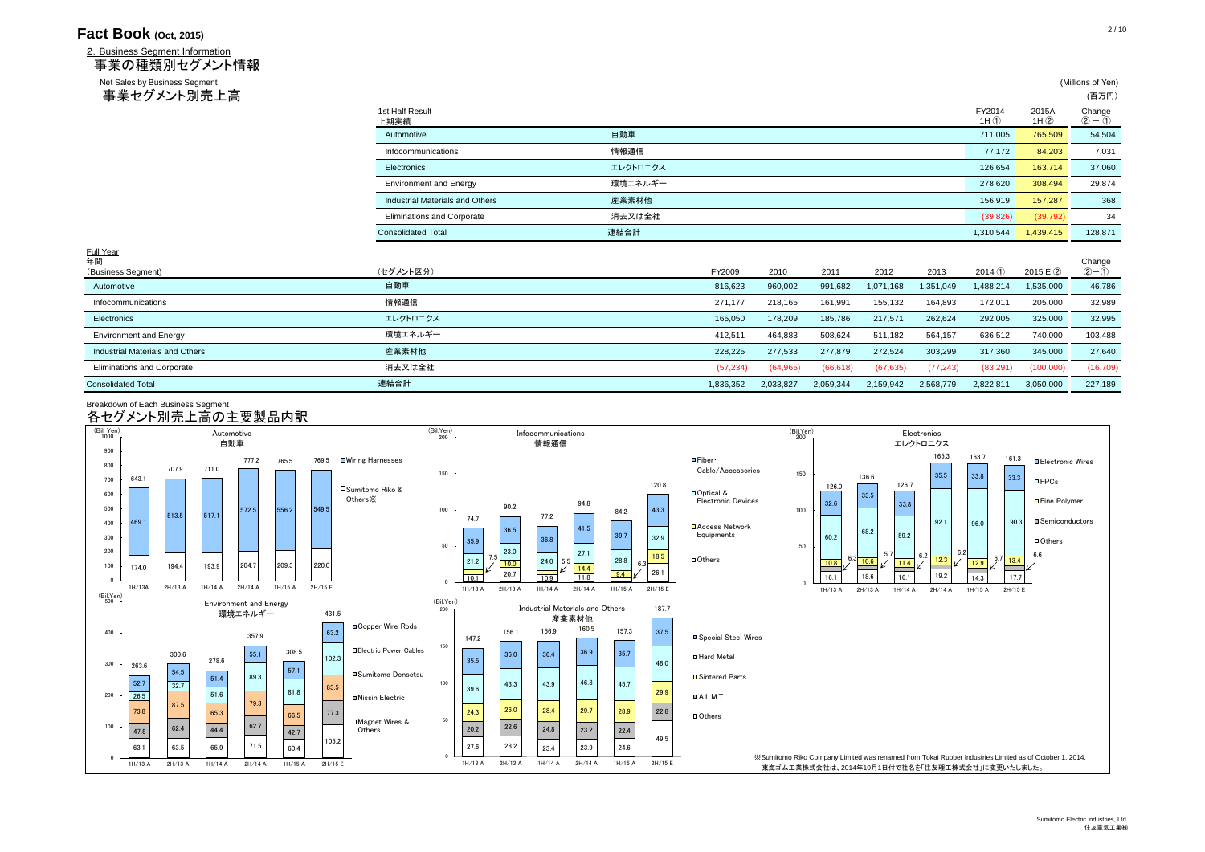# Fact Book (Oct, 2015)

## 2. Business Segment Information
## 事業の種類別セグメント情報

### Net Sales by Business Segment
### 事業セグメント別売上高

(Millions of Yen)
(百万円)

| 1st Half Result 上期実績 | | FY2014 1H ① | 2015A 1H ② | Change ②－① |
|---|---|---|---|---|
| Automotive | 自動車 | 711,005 | 765,509 | 54,504 |
| Infocommunications | 情報通信 | 77,172 | 84,203 | 7,031 |
| Electronics | エレクトロニクス | 126,654 | 163,714 | 37,060 |
| Environment and Energy | 環境エネルギー | 278,620 | 308,494 | 29,874 |
| Industrial Materials and Others | 産業素材他 | 156,919 | 157,287 | 368 |
| Eliminations and Corporate | 消去又は全社 | (39,826) | (39,792) | 34 |
| Consolidated Total | 連結合計 | 1,310,544 | 1,439,415 | 128,871 |

Full Year
年間

| (Business Segment) | (セグメント区分) | FY2009 | 2010 | 2011 | 2012 | 2013 | 2014 ① | 2015 E ② | Change ②－① |
|---|---|---|---|---|---|---|---|---|---|
| Automotive | 自動車 | 816,623 | 960,002 | 991,682 | 1,071,168 | 1,351,049 | 1,488,214 | 1,535,000 | 46,786 |
| Infocommunications | 情報通信 | 271,177 | 218,165 | 161,991 | 155,132 | 164,893 | 172,011 | 205,000 | 32,989 |
| Electronics | エレクトロニクス | 165,050 | 178,209 | 185,786 | 217,571 | 262,624 | 292,005 | 325,000 | 32,995 |
| Environment and Energy | 環境エネルギー | 412,511 | 464,883 | 508,624 | 511,182 | 564,157 | 636,512 | 740,000 | 103,488 |
| Industrial Materials and Others | 産業素材他 | 228,225 | 277,533 | 277,879 | 272,524 | 303,299 | 317,360 | 345,000 | 27,640 |
| Eliminations and Corporate | 消去又は全社 | (57,234) | (64,965) | (66,618) | (67,635) | (77,243) | (83,291) | (100,000) | (16,709) |
| Consolidated Total | 連結合計 | 1,836,352 | 2,033,827 | 2,059,344 | 2,159,942 | 2,568,779 | 2,822,811 | 3,050,000 | 227,189 |

### Breakdown of Each Business Segment
### 各セグメント別売上高の主要製品内訳

Automotive 自動車 (Bil. Yen)

| | 1H/13 A | 2H/13 A | 1H/14 A | 2H/14 A | 1H/15 A | 2H/15 E |
|---|---|---|---|---|---|---|
| Wiring Harnesses | 469.1 | 513.5 | 517.1 | 572.5 | 556.2 | 549.5 |
| Sumitomo Riko & Others※ | 174.0 | 194.4 | 193.9 | 204.7 | 209.3 | 220.0 |
| Total | 643.1 | 707.9 | 711.0 | 777.2 | 765.5 | 769.5 |

Infocommunications 情報通信 (Bil. Yen)

| | 1H/13 A | 2H/13 A | 1H/14 A | 2H/14 A | 1H/15 A | 2H/15 E |
|---|---|---|---|---|---|---|
| Fiber・Cable/Accessories | 35.9 | 36.5 | 36.8 | 41.5 | 39.7 | 43.3 |
| Optical & Electronic Devices | 21.2 | 23.0 | 24.0 | 27.1 | 28.8 | 32.9 |
| Access Network Equipments | 7.5 | 10.0 | 5.5 | 14.4 | 6.3 | 18.5 |
| Others | 10.1 | 20.7 | 10.9 | 11.8 | 9.4 | 26.1 |
| Total | 74.7 | 90.2 | 77.2 | 94.8 | 84.2 | 120.8 |

Electronics エレクトロニクス (Bil. Yen)

| | 1H/13 A | 2H/13 A | 1H/14 A | 2H/14 A | 1H/15 A | 2H/15 E |
|---|---|---|---|---|---|---|
| Electronic Wires | 32.6 | 33.5 | 33.8 | 35.5 | 33.8 | 33.3 |
| FPCs | 60.2 | 68.2 | 59.2 | 92.1 | 96.0 | 90.3 |
| Fine Polymer | 10.8 | 10.6 | 11.4 | 12.3 | 12.9 | 13.4 |
| Semiconductors | 6.3 | 5.7 | 6.2 | 6.2 | 6.7 | 6.6 |
| Others | 16.1 | 18.6 | 16.1 | 19.2 | 14.3 | 17.7 |
| Total | 126.0 | 136.6 | 126.7 | 165.3 | 163.7 | 161.3 |

Environment and Energy 環境エネルギー (Bil. Yen)

| | 1H/13 A | 2H/13 A | 1H/14 A | 2H/14 A | 1H/15 A | 2H/15 E |
|---|---|---|---|---|---|---|
| Copper Wire Rods | 52.7 | 54.5 | 51.4 | 55.1 | 57.1 | 63.2 |
| Electric Power Cables | 26.5 | 32.7 | 51.6 | 89.3 | 81.8 | 102.3 |
| Sumitomo Densetsu | 73.8 | 87.5 | 65.3 | 79.3 | 66.5 | 83.5 |
| Nissin Electric | 47.5 | 62.4 | 44.4 | 62.7 | 42.7 | 77.3 |
| Magnet Wires & Others | 63.1 | 63.5 | 65.9 | 71.5 | 60.4 | 105.2 |
| Total | 263.6 | 300.6 | 278.6 | 357.9 | 308.5 | 431.5 |

Industrial Materials and Others 産業素材他 (Bil. Yen)

| | 1H/13 A | 2H/13 A | 1H/14 A | 2H/14 A | 1H/15 A | 2H/15 E |
|---|---|---|---|---|---|---|
| Special Steel Wires | 35.5 | 36.0 | 36.4 | 36.9 | 35.7 | 37.5 |
| Hard Metal | 39.6 | 43.3 | 43.9 | 46.8 | 45.7 | 48.0 |
| Sintered Parts | 24.3 | 26.0 | 28.4 | 29.7 | 28.9 | 29.9 |
| A.L.M.T. | 20.2 | 22.6 | 24.8 | 23.2 | 22.4 | 22.8 |
| Others | 27.6 | 28.2 | 23.4 | 23.9 | 24.6 | 49.5 |
| Total | 147.2 | 156.1 | 156.9 | 160.5 | 157.3 | 187.7 |

※Sumitomo Riko Company Limited was renamed from Tokai Rubber Industries Limited as of October 1, 2014.
東海ゴム工業株式会社は、2014年10月1日付で社名を「住友理工株式会社」に変更いたしました。

Sumitomo Electric Industries, Ltd.
住友電気工業㈱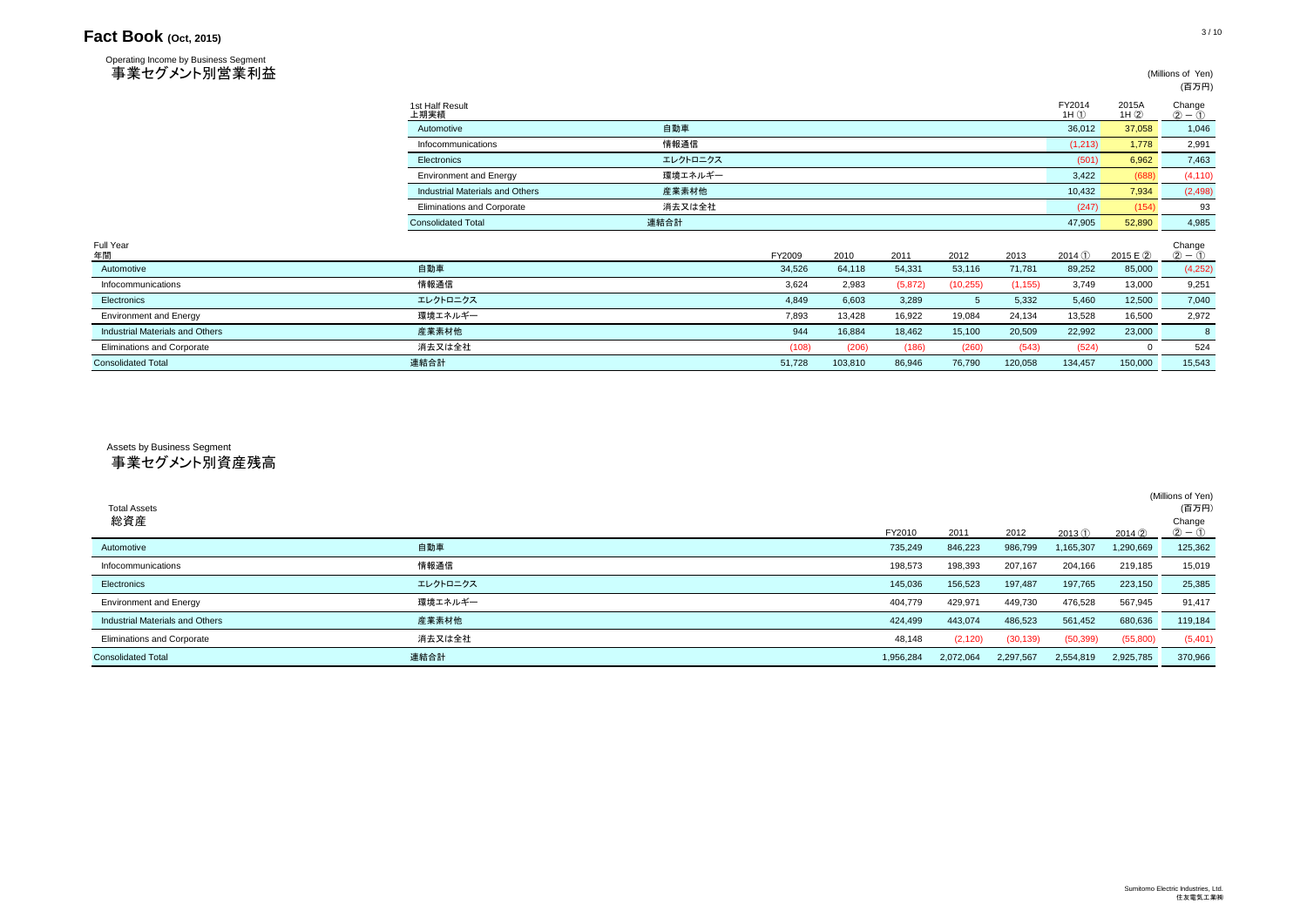## Operating Income by Business Segment
# 事業セグメント別営業利益

(Millions of Yen)
(百万円)

| 1st Half Result 上期実績 | | FY2014 1H ① | 2015A 1H ② | Change ② − ① |
|---|---|---|---|---|
| Automotive | 自動車 | 36,012 | 37,058 | 1,046 |
| Infocommunications | 情報通信 | (1,213) | 1,778 | 2,991 |
| Electronics | エレクトロニクス | (501) | 6,962 | 7,463 |
| Environment and Energy | 環境エネルギー | 3,422 | (688) | (4,110) |
| Industrial Materials and Others | 産業素材他 | 10,432 | 7,934 | (2,498) |
| Eliminations and Corporate | 消去又は全社 | (247) | (154) | 93 |
| Consolidated Total | 連結合計 | 47,905 | 52,890 | 4,985 |

| Full Year 年間 | | FY2009 | 2010 | 2011 | 2012 | 2013 | 2014 ① | 2015 E ② | Change ② − ① |
|---|---|---|---|---|---|---|---|---|---|
| Automotive | 自動車 | 34,526 | 64,118 | 54,331 | 53,116 | 71,781 | 89,252 | 85,000 | (4,252) |
| Infocommunications | 情報通信 | 3,624 | 2,983 | (5,872) | (10,255) | (1,155) | 3,749 | 13,000 | 9,251 |
| Electronics | エレクトロニクス | 4,849 | 6,603 | 3,289 | 5 | 5,332 | 5,460 | 12,500 | 7,040 |
| Environment and Energy | 環境エネルギー | 7,893 | 13,428 | 16,922 | 19,084 | 24,134 | 13,528 | 16,500 | 2,972 |
| Industrial Materials and Others | 産業素材他 | 944 | 16,884 | 18,462 | 15,100 | 20,509 | 22,992 | 23,000 | 8 |
| Eliminations and Corporate | 消去又は全社 | (108) | (206) | (186) | (260) | (543) | (524) | 0 | 524 |
| Consolidated Total | 連結合計 | 51,728 | 103,810 | 86,946 | 76,790 | 120,058 | 134,457 | 150,000 | 15,543 |

## Assets by Business Segment
# 事業セグメント別資産残高

(Millions of Yen)
(百万円)

| Total Assets 総資産 | | FY2010 | 2011 | 2012 | 2013 ① | 2014 ② | Change ② − ① |
|---|---|---|---|---|---|---|---|
| Automotive | 自動車 | 735,249 | 846,223 | 986,799 | 1,165,307 | 1,290,669 | 125,362 |
| Infocommunications | 情報通信 | 198,573 | 198,393 | 207,167 | 204,166 | 219,185 | 15,019 |
| Electronics | エレクトロニクス | 145,036 | 156,523 | 197,487 | 197,765 | 223,150 | 25,385 |
| Environment and Energy | 環境エネルギー | 404,779 | 429,971 | 449,730 | 476,528 | 567,945 | 91,417 |
| Industrial Materials and Others | 産業素材他 | 424,499 | 443,074 | 486,523 | 561,452 | 680,636 | 119,184 |
| Eliminations and Corporate | 消去又は全社 | 48,148 | (2,120) | (30,139) | (50,399) | (55,800) | (5,401) |
| Consolidated Total | 連結合計 | 1,956,284 | 2,072,064 | 2,297,567 | 2,554,819 | 2,925,785 | 370,966 |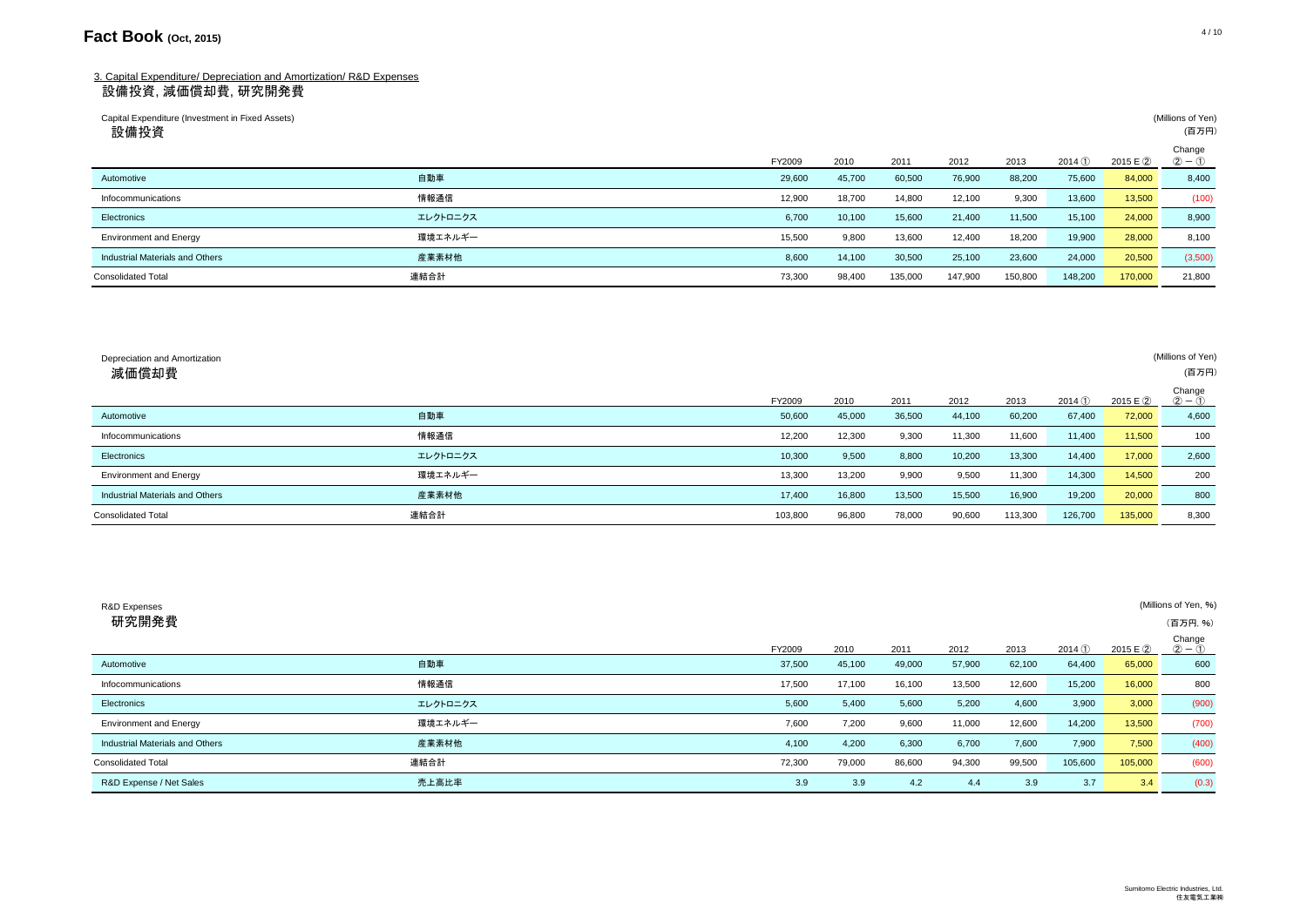# Fact Book (Oct, 2015)

## 3. Capital Expenditure/ Depreciation and Amortization/ R&D Expenses
## 設備投資, 減価償却費, 研究開発費

### Capital Expenditure (Investment in Fixed Assets) 設備投資

(Millions of Yen) (百万円)

| | | FY2009 | 2010 | 2011 | 2012 | 2013 | 2014 ① | 2015 E ② | Change ②－① |
|---|---|---|---|---|---|---|---|---|---|
| Automotive | 自動車 | 29,600 | 45,700 | 60,500 | 76,900 | 88,200 | 75,600 | 84,000 | 8,400 |
| Infocommunications | 情報通信 | 12,900 | 18,700 | 14,800 | 12,100 | 9,300 | 13,600 | 13,500 | (100) |
| Electronics | エレクトロニクス | 6,700 | 10,100 | 15,600 | 21,400 | 11,500 | 15,100 | 24,000 | 8,900 |
| Environment and Energy | 環境エネルギー | 15,500 | 9,800 | 13,600 | 12,400 | 18,200 | 19,900 | 28,000 | 8,100 |
| Industrial Materials and Others | 産業素材他 | 8,600 | 14,100 | 30,500 | 25,100 | 23,600 | 24,000 | 20,500 | (3,500) |
| Consolidated Total | 連結合計 | 73,300 | 98,400 | 135,000 | 147,900 | 150,800 | 148,200 | 170,000 | 21,800 |

### Depreciation and Amortization 減価償却費

(Millions of Yen) (百万円)

| | | FY2009 | 2010 | 2011 | 2012 | 2013 | 2014 ① | 2015 E ② | Change ②－① |
|---|---|---|---|---|---|---|---|---|---|
| Automotive | 自動車 | 50,600 | 45,000 | 36,500 | 44,100 | 60,200 | 67,400 | 72,000 | 4,600 |
| Infocommunications | 情報通信 | 12,200 | 12,300 | 9,300 | 11,300 | 11,600 | 11,400 | 11,500 | 100 |
| Electronics | エレクトロニクス | 10,300 | 9,500 | 8,800 | 10,200 | 13,300 | 14,400 | 17,000 | 2,600 |
| Environment and Energy | 環境エネルギー | 13,300 | 13,200 | 9,900 | 9,500 | 11,300 | 14,300 | 14,500 | 200 |
| Industrial Materials and Others | 産業素材他 | 17,400 | 16,800 | 13,500 | 15,500 | 16,900 | 19,200 | 20,000 | 800 |
| Consolidated Total | 連結合計 | 103,800 | 96,800 | 78,000 | 90,600 | 113,300 | 126,700 | 135,000 | 8,300 |

### R&D Expenses 研究開発費

(Millions of Yen, %) (百万円, %)

| | | FY2009 | 2010 | 2011 | 2012 | 2013 | 2014 ① | 2015 E ② | Change ②－① |
|---|---|---|---|---|---|---|---|---|---|
| Automotive | 自動車 | 37,500 | 45,100 | 49,000 | 57,900 | 62,100 | 64,400 | 65,000 | 600 |
| Infocommunications | 情報通信 | 17,500 | 17,100 | 16,100 | 13,500 | 12,600 | 15,200 | 16,000 | 800 |
| Electronics | エレクトロニクス | 5,600 | 5,400 | 5,600 | 5,200 | 4,600 | 3,900 | 3,000 | (900) |
| Environment and Energy | 環境エネルギー | 7,600 | 7,200 | 9,600 | 11,000 | 12,600 | 14,200 | 13,500 | (700) |
| Industrial Materials and Others | 産業素材他 | 4,100 | 4,200 | 6,300 | 6,700 | 7,600 | 7,900 | 7,500 | (400) |
| Consolidated Total | 連結合計 | 72,300 | 79,000 | 86,600 | 94,300 | 99,500 | 105,600 | 105,000 | (600) |
| R&D Expense / Net Sales | 売上高比率 | 3.9 | 3.9 | 4.2 | 4.4 | 3.9 | 3.7 | 3.4 | (0.3) |

Sumitomo Electric Industries, Ltd.
住友電気工業㈱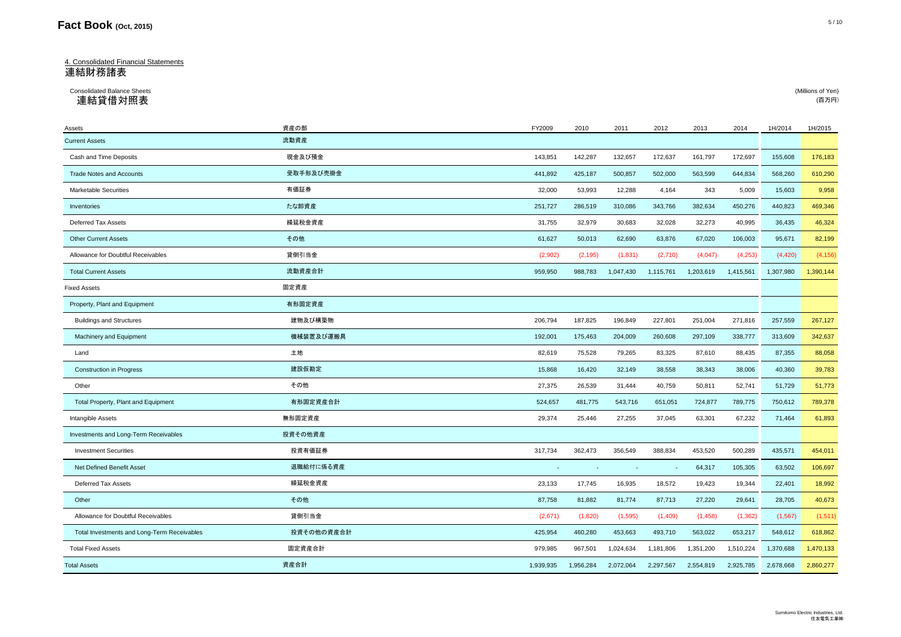# Fact Book (Oct, 2015)

## 4. Consolidated Financial Statements
## 連結財務諸表

### Consolidated Balance Sheets
### 連結貸借対照表

(Millions of Yen)
(百万円)

| Assets | 資産の部 | FY2009 | 2010 | 2011 | 2012 | 2013 | 2014 | 1H/2014 | 1H/2015 |
|---|---|---|---|---|---|---|---|---|---|
| Current Assets | 流動資産 | | | | | | | | |
| Cash and Time Deposits | 現金及び預金 | 143,851 | 142,287 | 132,657 | 172,637 | 161,797 | 172,697 | 155,608 | 176,183 |
| Trade Notes and Accounts | 受取手形及び売掛金 | 441,892 | 425,187 | 500,857 | 502,000 | 563,599 | 644,834 | 568,260 | 610,290 |
| Marketable Securities | 有価証券 | 32,000 | 53,993 | 12,288 | 4,164 | 343 | 5,009 | 15,603 | 9,958 |
| Inventories | たな卸資産 | 251,727 | 286,519 | 310,086 | 343,766 | 382,634 | 450,276 | 440,823 | 469,346 |
| Deferred Tax Assets | 繰延税金資産 | 31,755 | 32,979 | 30,683 | 32,028 | 32,273 | 40,995 | 36,435 | 46,324 |
| Other Current Assets | その他 | 61,627 | 50,013 | 62,690 | 63,876 | 67,020 | 106,003 | 95,671 | 82,199 |
| Allowance for Doubtful Receivables | 貸倒引当金 | (2,902) | (2,195) | (1,831) | (2,710) | (4,047) | (4,253) | (4,420) | (4,156) |
| Total Current Assets | 流動資産合計 | 959,950 | 988,783 | 1,047,430 | 1,115,761 | 1,203,619 | 1,415,561 | 1,307,980 | 1,390,144 |
| Fixed Assets | 固定資産 | | | | | | | | |
| Property, Plant and Equipment | 有形固定資産 | | | | | | | | |
| Buildings and Structures | 建物及び構築物 | 206,794 | 187,825 | 196,849 | 227,801 | 251,004 | 271,816 | 257,559 | 267,127 |
| Machinery and Equipment | 機械装置及び運搬具 | 192,001 | 175,463 | 204,009 | 260,608 | 297,109 | 338,777 | 313,609 | 342,637 |
| Land | 土地 | 82,619 | 75,528 | 79,265 | 83,325 | 87,610 | 88,435 | 87,355 | 88,058 |
| Construction in Progress | 建設仮勘定 | 15,868 | 16,420 | 32,149 | 38,558 | 38,343 | 38,006 | 40,360 | 39,783 |
| Other | その他 | 27,375 | 26,539 | 31,444 | 40,759 | 50,811 | 52,741 | 51,729 | 51,773 |
| Total Property, Plant and Equipment | 有形固定資産合計 | 524,657 | 481,775 | 543,716 | 651,051 | 724,877 | 789,775 | 750,612 | 789,378 |
| Intangible Assets | 無形固定資産 | 29,374 | 25,446 | 27,255 | 37,045 | 63,301 | 67,232 | 71,464 | 61,893 |
| Investments and Long-Term Receivables | 投資その他資産 | | | | | | | | |
| Investment Securities | 投資有価証券 | 317,734 | 362,473 | 356,549 | 388,834 | 453,520 | 500,289 | 435,571 | 454,011 |
| Net Defined Benefit Asset | 退職給付に係る資産 | - | - | - | - | 64,317 | 105,305 | 63,502 | 106,697 |
| Deferred Tax Assets | 繰延税金資産 | 23,133 | 17,745 | 16,935 | 18,572 | 19,423 | 19,344 | 22,401 | 18,992 |
| Other | その他 | 87,758 | 81,882 | 81,774 | 87,713 | 27,220 | 29,641 | 28,705 | 40,673 |
| Allowance for Doubtful Receivables | 貸倒引当金 | (2,671) | (1,820) | (1,595) | (1,409) | (1,458) | (1,362) | (1,567) | (1,511) |
| Total Investments and Long-Term Receivables | 投資その他資産合計 | 425,954 | 460,280 | 453,663 | 493,710 | 563,022 | 653,217 | 548,612 | 618,862 |
| Total Fixed Assets | 固定資産合計 | 979,985 | 967,501 | 1,024,634 | 1,181,806 | 1,351,200 | 1,510,224 | 1,370,688 | 1,470,133 |
| Total Assets | 資産合計 | 1,939,935 | 1,956,284 | 2,072,064 | 2,297,567 | 2,554,819 | 2,925,785 | 2,678,668 | 2,860,277 |

Sumitomo Electric Industries, Ltd.
住友電気工業㈱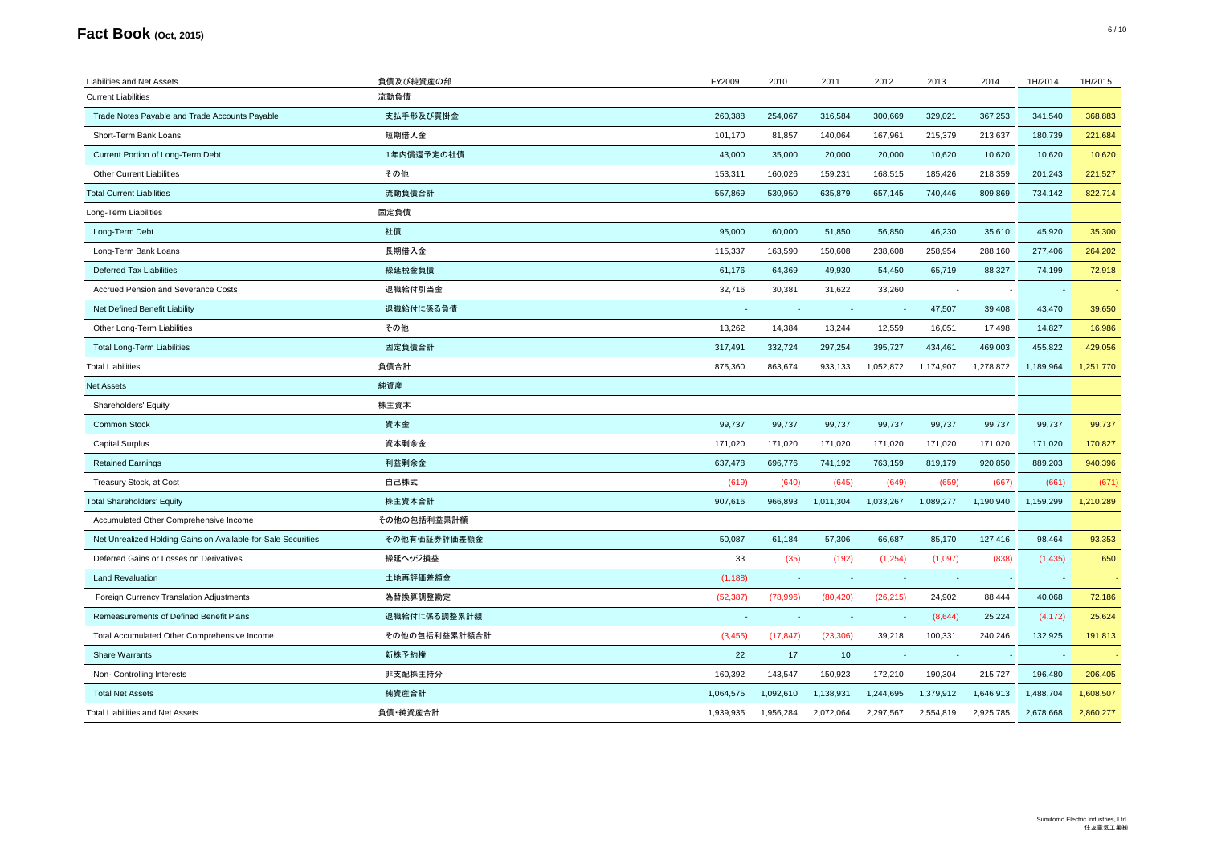# Fact Book (Oct, 2015)

| Liabilities and Net Assets | 負債及び純資産の部 | FY2009 | 2010 | 2011 | 2012 | 2013 | 2014 | 1H/2014 | 1H/2015 |
|---|---|---|---|---|---|---|---|---|---|
| Current Liabilities | 流動負債 | | | | | | | | |
| Trade Notes Payable and Trade Accounts Payable | 支払手形及び買掛金 | 260,388 | 254,067 | 316,584 | 300,669 | 329,021 | 367,253 | 341,540 | 368,883 |
| Short-Term Bank Loans | 短期借入金 | 101,170 | 81,857 | 140,064 | 167,961 | 215,379 | 213,637 | 180,739 | 221,684 |
| Current Portion of Long-Term Debt | 1年内償還予定の社債 | 43,000 | 35,000 | 20,000 | 20,000 | 10,620 | 10,620 | 10,620 | 10,620 |
| Other Current Liabilities | その他 | 153,311 | 160,026 | 159,231 | 168,515 | 185,426 | 218,359 | 201,243 | 221,527 |
| Total Current Liabilities | 流動負債合計 | 557,869 | 530,950 | 635,879 | 657,145 | 740,446 | 809,869 | 734,142 | 822,714 |
| Long-Term Liabilities | 固定負債 | | | | | | | | |
| Long-Term Debt | 社債 | 95,000 | 60,000 | 51,850 | 56,850 | 46,230 | 35,610 | 45,920 | 35,300 |
| Long-Term Bank Loans | 長期借入金 | 115,337 | 163,590 | 150,608 | 238,608 | 258,954 | 288,160 | 277,406 | 264,202 |
| Deferred Tax Liabilities | 繰延税金負債 | 61,176 | 64,369 | 49,930 | 54,450 | 65,719 | 88,327 | 74,199 | 72,918 |
| Accrued Pension and Severance Costs | 退職給付引当金 | 32,716 | 30,381 | 31,622 | 33,260 | - | - | - | - |
| Net Defined Benefit Liability | 退職給付に係る負債 | - | - | - | - | 47,507 | 39,408 | 43,470 | 39,650 |
| Other Long-Term Liabilities | その他 | 13,262 | 14,384 | 13,244 | 12,559 | 16,051 | 17,498 | 14,827 | 16,986 |
| Total Long-Term Liabilities | 固定負債合計 | 317,491 | 332,724 | 297,254 | 395,727 | 434,461 | 469,003 | 455,822 | 429,056 |
| Total Liabilities | 負債合計 | 875,360 | 863,674 | 933,133 | 1,052,872 | 1,174,907 | 1,278,872 | 1,189,964 | 1,251,770 |
| Net Assets | 純資産 | | | | | | | | |
| Shareholders' Equity | 株主資本 | | | | | | | | |
| Common Stock | 資本金 | 99,737 | 99,737 | 99,737 | 99,737 | 99,737 | 99,737 | 99,737 | 99,737 |
| Capital Surplus | 資本剰余金 | 171,020 | 171,020 | 171,020 | 171,020 | 171,020 | 171,020 | 171,020 | 170,827 |
| Retained Earnings | 利益剰余金 | 637,478 | 696,776 | 741,192 | 763,159 | 819,179 | 920,850 | 889,203 | 940,396 |
| Treasury Stock, at Cost | 自己株式 | (619) | (640) | (645) | (649) | (659) | (667) | (661) | (671) |
| Total Shareholders' Equity | 株主資本合計 | 907,616 | 966,893 | 1,011,304 | 1,033,267 | 1,089,277 | 1,190,940 | 1,159,299 | 1,210,289 |
| Accumulated Other Comprehensive Income | その他の包括利益累計額 | | | | | | | | |
| Net Unrealized Holding Gains on Available-for-Sale Securities | その他有価証券評価差額金 | 50,087 | 61,184 | 57,306 | 66,687 | 85,170 | 127,416 | 98,464 | 93,353 |
| Deferred Gains or Losses on Derivatives | 繰延ヘッジ損益 | 33 | (35) | (192) | (1,254) | (1,097) | (838) | (1,435) | 650 |
| Land Revaluation | 土地再評価差額金 | (1,188) | - | - | - | - | - | - | - |
| Foreign Currency Translation Adjustments | 為替換算調整勘定 | (52,387) | (78,996) | (80,420) | (26,215) | 24,902 | 88,444 | 40,068 | 72,186 |
| Remeasurements of Defined Benefit Plans | 退職給付に係る調整累計額 | - | - | - | - | (8,644) | 25,224 | (4,172) | 25,624 |
| Total Accumulated Other Comprehensive Income | その他の包括利益累計額合計 | (3,455) | (17,847) | (23,306) | 39,218 | 100,331 | 240,246 | 132,925 | 191,813 |
| Share Warrants | 新株予約権 | 22 | 17 | 10 | - | - | - | - | - |
| Non- Controlling Interests | 非支配株主持分 | 160,392 | 143,547 | 150,923 | 172,210 | 190,304 | 215,727 | 196,480 | 206,405 |
| Total Net Assets | 純資産合計 | 1,064,575 | 1,092,610 | 1,138,931 | 1,244,695 | 1,379,912 | 1,646,913 | 1,488,704 | 1,608,507 |
| Total Liabilities and Net Assets | 負債･純資産合計 | 1,939,935 | 1,956,284 | 2,072,064 | 2,297,567 | 2,554,819 | 2,925,785 | 2,678,668 | 2,860,277 |

Sumitomo Electric Industries, Ltd.
住友電気工業㈱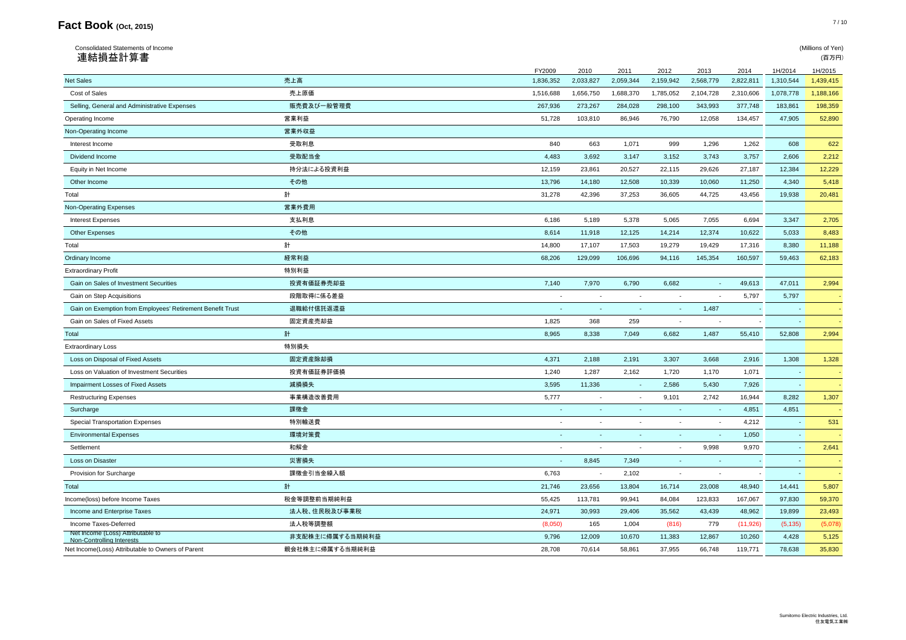# Fact Book (Oct, 2015)

Consolidated Statements of Income
連結損益計算書

(Millions of Yen)
(百万円)

| | | FY2009 | 2010 | 2011 | 2012 | 2013 | 2014 | 1H/2014 | 1H/2015 |
|---|---|---|---|---|---|---|---|---|---|
| Net Sales | 売上高 | 1,836,352 | 2,033,827 | 2,059,344 | 2,159,942 | 2,568,779 | 2,822,811 | 1,310,544 | 1,439,415 |
| Cost of Sales | 売上原価 | 1,516,688 | 1,656,750 | 1,688,370 | 1,785,052 | 2,104,728 | 2,310,606 | 1,078,778 | 1,188,166 |
| Selling, General and Administrative Expenses | 販売費及び一般管理費 | 267,936 | 273,267 | 284,028 | 298,100 | 343,993 | 377,748 | 183,861 | 198,359 |
| Operating Income | 営業利益 | 51,728 | 103,810 | 86,946 | 76,790 | 12,058 | 134,457 | 47,905 | 52,890 |
| Non-Operating Income | 営業外収益 | | | | | | | | |
| Interest Income | 受取利息 | 840 | 663 | 1,071 | 999 | 1,296 | 1,262 | 608 | 622 |
| Dividend Income | 受取配当金 | 4,483 | 3,692 | 3,147 | 3,152 | 3,743 | 3,757 | 2,606 | 2,212 |
| Equity in Net Income | 持分法による投資利益 | 12,159 | 23,861 | 20,527 | 22,115 | 29,626 | 27,187 | 12,384 | 12,229 |
| Other Income | その他 | 13,796 | 14,180 | 12,508 | 10,339 | 10,060 | 11,250 | 4,340 | 5,418 |
| Total | 計 | 31,278 | 42,396 | 37,253 | 36,605 | 44,725 | 43,456 | 19,938 | 20,481 |
| Non-Operating Expenses | 営業外費用 | | | | | | | | |
| Interest Expenses | 支払利息 | 6,186 | 5,189 | 5,378 | 5,065 | 7,055 | 6,694 | 3,347 | 2,705 |
| Other Expenses | その他 | 8,614 | 11,918 | 12,125 | 14,214 | 12,374 | 10,622 | 5,033 | 8,483 |
| Total | 計 | 14,800 | 17,107 | 17,503 | 19,279 | 19,429 | 17,316 | 8,380 | 11,188 |
| Ordinary Income | 経常利益 | 68,206 | 129,099 | 106,696 | 94,116 | 145,354 | 160,597 | 59,463 | 62,183 |
| Extraordinary Profit | 特別利益 | | | | | | | | |
| Gain on Sales of Investment Securities | 投資有価証券売却益 | 7,140 | 7,970 | 6,790 | 6,682 | - | 49,613 | 47,011 | 2,994 |
| Gain on Step Acquisitions | 段階取得に係る差益 | - | - | - | - | - | 5,797 | 5,797 | - |
| Gain on Exemption from Employees' Retirement Benefit Trust | 退職給付信託返還益 | - | - | - | - | 1,487 | - | - | - |
| Gain on Sales of Fixed Assets | 固定資産売却益 | 1,825 | 368 | 259 | - | - | - | - | - |
| Total | 計 | 8,965 | 8,338 | 7,049 | 6,682 | 1,487 | 55,410 | 52,808 | 2,994 |
| Extraordinary Loss | 特別損失 | | | | | | | | |
| Loss on Disposal of Fixed Assets | 固定資産除却損 | 4,371 | 2,188 | 2,191 | 3,307 | 3,668 | 2,916 | 1,308 | 1,328 |
| Loss on Valuation of Investment Securities | 投資有価証券評価損 | 1,240 | 1,287 | 2,162 | 1,720 | 1,170 | 1,071 | - | - |
| Impairment Losses of Fixed Assets | 減損損失 | 3,595 | 11,336 | - | 2,586 | 5,430 | 7,926 | - | - |
| Restructuring Expenses | 事業構造改善費用 | 5,777 | - | - | 9,101 | 2,742 | 16,944 | 8,282 | 1,307 |
| Surcharge | 課徴金 | - | - | - | - | - | 4,851 | 4,851 | - |
| Special Transportation Expenses | 特別輸送費 | - | - | - | - | - | 4,212 | - | 531 |
| Environmental Expenses | 環境対策費 | - | - | - | - | - | 1,050 | - | - |
| Settlement | 和解金 | - | - | - | - | 9,998 | 9,970 | - | 2,641 |
| Loss on Disaster | 災害損失 | - | 8,845 | 7,349 | - | - | - | - | - |
| Provision for Surcharge | 課徴金引当金繰入額 | 6,763 | - | 2,102 | - | - | - | - | - |
| Total | 計 | 21,746 | 23,656 | 13,804 | 16,714 | 23,008 | 48,940 | 14,441 | 5,807 |
| Income(loss) before Income Taxes | 税金等調整前当期純利益 | 55,425 | 113,781 | 99,941 | 84,084 | 123,833 | 167,067 | 97,830 | 59,370 |
| Income and Enterprise Taxes | 法人税、住民税及び事業税 | 24,971 | 30,993 | 29,406 | 35,562 | 43,439 | 48,962 | 19,899 | 23,493 |
| Income Taxes-Deferred | 法人税等調整額 | (8,050) | 165 | 1,004 | (816) | 779 | (11,926) | (5,135) | (5,078) |
| Net Income (Loss) Attributable to Non-Controlling Interests | 非支配株主に帰属する当期純利益 | 9,796 | 12,009 | 10,670 | 11,383 | 12,867 | 10,260 | 4,428 | 5,125 |
| Net Income(Loss) Attributable to Owners of Parent | 親会社株主に帰属する当期純利益 | 28,708 | 70,614 | 58,861 | 37,955 | 66,748 | 119,771 | 78,638 | 35,830 |

Sumitomo Electric Industries, Ltd.
住友電気工業㈱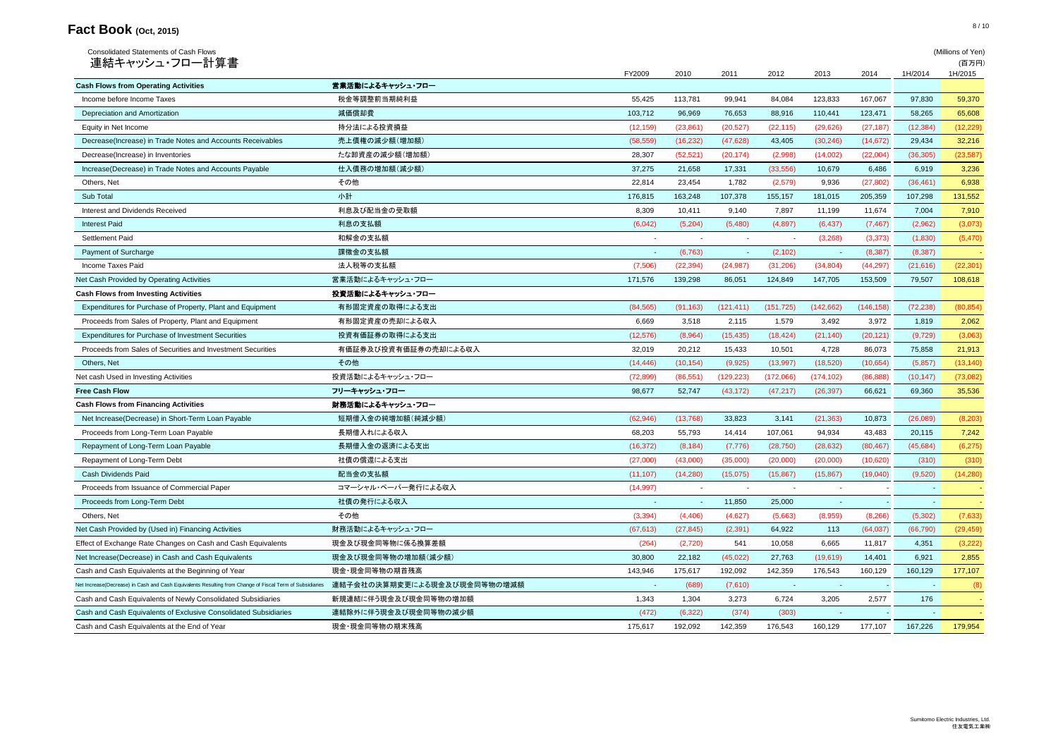# Fact Book (Oct, 2015)

Consolidated Statements of Cash Flows
連結キャッシュ・フロー計算書

(Millions of Yen)
(百万円)

| | | FY2009 | 2010 | 2011 | 2012 | 2013 | 2014 | 1H/2014 | 1H/2015 |
|---|---|---|---|---|---|---|---|---|---|
| **Cash Flows from Operating Activities** | **営業活動によるキャッシュ・フロー** | | | | | | | | |
| Income before Income Taxes | 税金等調整前当期純利益 | 55,425 | 113,781 | 99,941 | 84,084 | 123,833 | 167,067 | 97,830 | 59,370 |
| Depreciation and Amortization | 減価償却費 | 103,712 | 96,969 | 76,653 | 88,916 | 110,441 | 123,471 | 58,265 | 65,608 |
| Equity in Net Income | 持分法による投資損益 | (12,159) | (23,861) | (20,527) | (22,115) | (29,626) | (27,187) | (12,384) | (12,229) |
| Decrease(Increase) in Trade Notes and Accounts Receivables | 売上債権の減少額(増加額) | (58,559) | (16,232) | (47,628) | 43,405 | (30,246) | (14,672) | 29,434 | 32,216 |
| Decrease(Increase) in Inventories | たな卸資産の減少額(増加額) | 28,307 | (52,521) | (20,174) | (2,998) | (14,002) | (22,004) | (36,305) | (23,587) |
| Increase(Decrease) in Trade Notes and Accounts Payable | 仕入債務の増加額(減少額) | 37,275 | 21,658 | 17,331 | (33,556) | 10,679 | 6,486 | 6,919 | 3,236 |
| Others, Net | その他 | 22,814 | 23,454 | 1,782 | (2,579) | 9,936 | (27,802) | (36,461) | 6,938 |
| Sub Total | 小計 | 176,815 | 163,248 | 107,378 | 155,157 | 181,015 | 205,359 | 107,298 | 131,552 |
| Interest and Dividends Received | 利息及び配当金の受取額 | 8,309 | 10,411 | 9,140 | 7,897 | 11,199 | 11,674 | 7,004 | 7,910 |
| Interest Paid | 利息の支払額 | (6,042) | (5,204) | (5,480) | (4,897) | (6,437) | (7,467) | (2,962) | (3,073) |
| Settlement Paid | 和解金の支払額 | - | - | - | - | (3,268) | (3,373) | (1,830) | (5,470) |
| Payment of Surcharge | 課徴金の支払額 | - | (6,763) | - | (2,102) | - | (8,387) | (8,387) | - |
| Income Taxes Paid | 法人税等の支払額 | (7,506) | (22,394) | (24,987) | (31,206) | (34,804) | (44,297) | (21,616) | (22,301) |
| Net Cash Provided by Operating Activities | 営業活動によるキャッシュ・フロー | 171,576 | 139,298 | 86,051 | 124,849 | 147,705 | 153,509 | 79,507 | 108,618 |
| **Cash Flows from Investing Activities** | **投資活動によるキャッシュ・フロー** | | | | | | | | |
| Expenditures for Purchase of Property, Plant and Equipment | 有形固定資産の取得による支出 | (84,565) | (91,163) | (121,411) | (151,725) | (142,662) | (146,158) | (72,238) | (80,854) |
| Proceeds from Sales of Property, Plant and Equipment | 有形固定資産の売却による収入 | 6,669 | 3,518 | 2,115 | 1,579 | 3,492 | 3,972 | 1,819 | 2,062 |
| Expenditures for Purchase of Investment Securities | 投資有価証券の取得による支出 | (12,576) | (8,964) | (15,435) | (18,424) | (21,140) | (20,121) | (9,729) | (3,063) |
| Proceeds from Sales of Securities and Investment Securities | 有価証券及び投資有価証券の売却による収入 | 32,019 | 20,212 | 15,433 | 10,501 | 4,728 | 86,073 | 75,858 | 21,913 |
| Others, Net | その他 | (14,446) | (10,154) | (9,925) | (13,997) | (18,520) | (10,654) | (5,857) | (13,140) |
| Net cash Used in Investing Activities | 投資活動によるキャッシュ・フロー | (72,899) | (86,551) | (129,223) | (172,066) | (174,102) | (86,888) | (10,147) | (73,082) |
| **Free Cash Flow** | **フリーキャッシュ・フロー** | 98,677 | 52,747 | (43,172) | (47,217) | (26,397) | 66,621 | 69,360 | 35,536 |
| **Cash Flows from Financing Activities** | **財務活動によるキャッシュ・フロー** | | | | | | | | |
| Net Increase(Decrease) in Short-Term Loan Payable | 短期借入金の純増加額(純減少額) | (62,946) | (13,768) | 33,823 | 3,141 | (21,363) | 10,873 | (26,089) | (8,203) |
| Proceeds from Long-Term Loan Payable | 長期借入れによる収入 | 68,203 | 55,793 | 14,414 | 107,061 | 94,934 | 43,483 | 20,115 | 7,242 |
| Repayment of Long-Term Loan Payable | 長期借入金の返済による支出 | (16,372) | (8,184) | (7,776) | (28,750) | (28,632) | (80,467) | (45,684) | (6,275) |
| Repayment of Long-Term Debt | 社債の償還による支出 | (27,000) | (43,000) | (35,000) | (20,000) | (20,000) | (10,620) | (310) | (310) |
| Cash Dividends Paid | 配当金の支払額 | (11,107) | (14,280) | (15,075) | (15,867) | (15,867) | (19,040) | (9,520) | (14,280) |
| Proceeds from Issuance of Commercial Paper | コマーシャル・ペーパー発行による収入 | (14,997) | - | - | - | - | - | - | - |
| Proceeds from Long-Term Debt | 社債の発行による収入 | - | - | 11,850 | 25,000 | - | - | - | - |
| Others, Net | その他 | (3,394) | (4,406) | (4,627) | (5,663) | (8,959) | (8,266) | (5,302) | (7,633) |
| Net Cash Provided by (Used in) Financing Activities | 財務活動によるキャッシュ・フロー | (67,613) | (27,845) | (2,391) | 64,922 | 113 | (64,037) | (66,790) | (29,459) |
| Effect of Exchange Rate Changes on Cash and Cash Equivalents | 現金及び現金同等物に係る換算差額 | (264) | (2,720) | 541 | 10,058 | 6,665 | 11,817 | 4,351 | (3,222) |
| Net Increase(Decrease) in Cash and Cash Equivalents | 現金及び現金同等物の増加額(減少額) | 30,800 | 22,182 | (45,022) | 27,763 | (19,619) | 14,401 | 6,921 | 2,855 |
| Cash and Cash Equivalents at the Beginning of Year | 現金・現金同等物の期首残高 | 143,946 | 175,617 | 192,092 | 142,359 | 176,543 | 160,129 | 160,129 | 177,107 |
| Net Increase(Decrease) in Cash and Cash Equivalents Resulting from Change of Fiscal Term of Subsidiaries | 連結子会社の決算期変更による現金及び現金同等物の増減額 | - | (689) | (7,610) | - | - | - | - | (8) |
| Cash and Cash Equivalents of Newly Consolidated Subsidiaries | 新規連結に伴う現金及び現金同等物の増加額 | 1,343 | 1,304 | 3,273 | 6,724 | 3,205 | 2,577 | 176 | - |
| Cash and Cash Equivalents of Exclusive Consolidated Subsidiaries | 連結除外に伴う現金及び現金同等物の減少額 | (472) | (6,322) | (374) | (303) | - | - | - | - |
| Cash and Cash Equivalents at the End of Year | 現金・現金同等物の期末残高 | 175,617 | 192,092 | 142,359 | 176,543 | 160,129 | 177,107 | 167,226 | 179,954 |

Sumitomo Electric Industries, Ltd.
住友電気工業㈱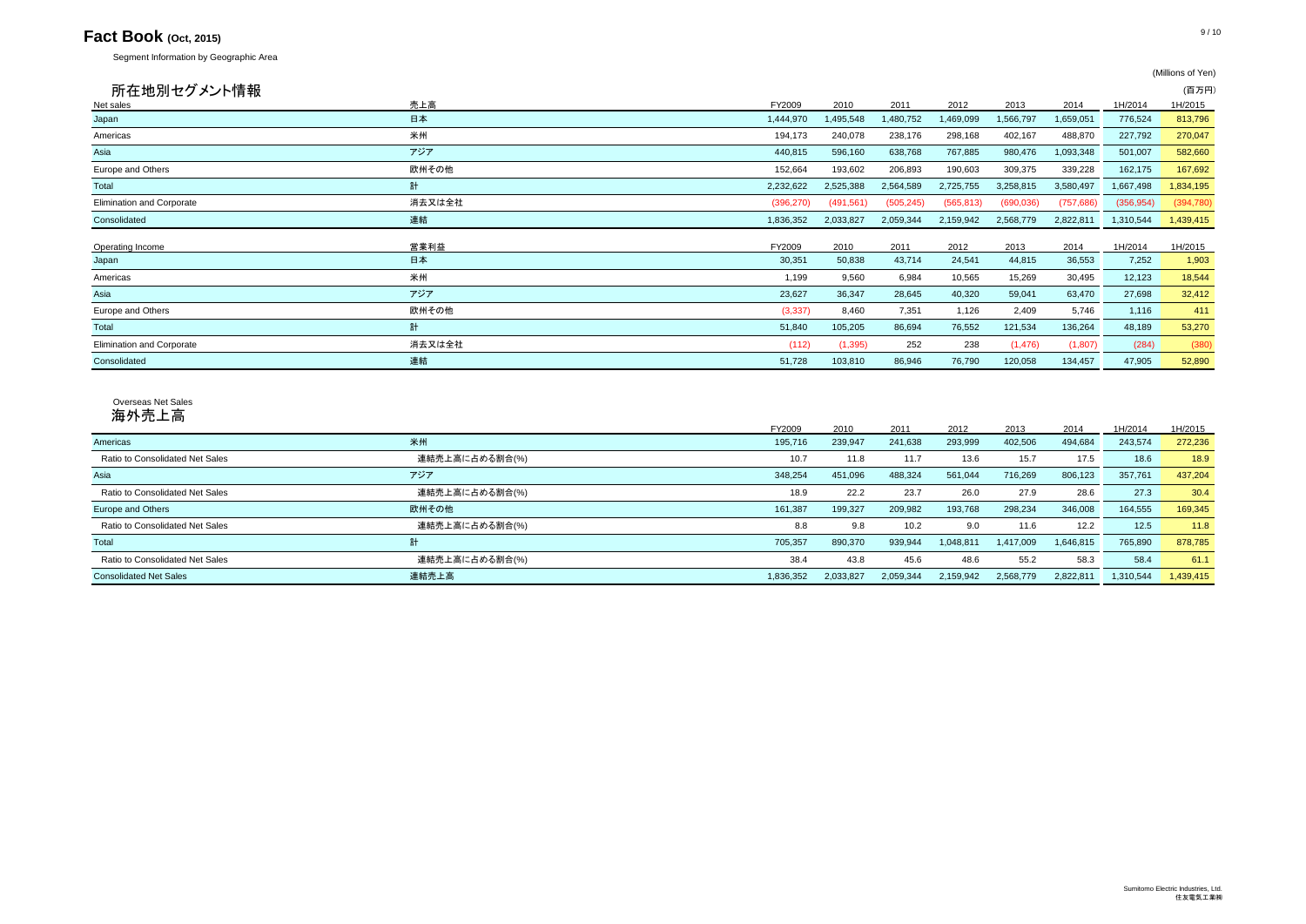# Fact Book (Oct, 2015)

Segment Information by Geographic Area

(Millions of Yen)

## 所在地別セグメント情報

(百万円)

| Net sales | 売上高 | FY2009 | 2010 | 2011 | 2012 | 2013 | 2014 | 1H/2014 | 1H/2015 |
|---|---|---|---|---|---|---|---|---|---|
| Japan | 日本 | 1,444,970 | 1,495,548 | 1,480,752 | 1,469,099 | 1,566,797 | 1,659,051 | 776,524 | 813,796 |
| Americas | 米州 | 194,173 | 240,078 | 238,176 | 298,168 | 402,167 | 488,870 | 227,792 | 270,047 |
| Asia | アジア | 440,815 | 596,160 | 638,768 | 767,885 | 980,476 | 1,093,348 | 501,007 | 582,660 |
| Europe and Others | 欧州その他 | 152,664 | 193,602 | 206,893 | 190,603 | 309,375 | 339,228 | 162,175 | 167,692 |
| Total | 計 | 2,232,622 | 2,525,388 | 2,564,589 | 2,725,755 | 3,258,815 | 3,580,497 | 1,667,498 | 1,834,195 |
| Elimination and Corporate | 消去又は全社 | (396,270) | (491,561) | (505,245) | (565,813) | (690,036) | (757,686) | (356,954) | (394,780) |
| Consolidated | 連結 | 1,836,352 | 2,033,827 | 2,059,344 | 2,159,942 | 2,568,779 | 2,822,811 | 1,310,544 | 1,439,415 |

| Operating Income | 営業利益 | FY2009 | 2010 | 2011 | 2012 | 2013 | 2014 | 1H/2014 | 1H/2015 |
|---|---|---|---|---|---|---|---|---|---|
| Japan | 日本 | 30,351 | 50,838 | 43,714 | 24,541 | 44,815 | 36,553 | 7,252 | 1,903 |
| Americas | 米州 | 1,199 | 9,560 | 6,984 | 10,565 | 15,269 | 30,495 | 12,123 | 18,544 |
| Asia | アジア | 23,627 | 36,347 | 28,645 | 40,320 | 59,041 | 63,470 | 27,698 | 32,412 |
| Europe and Others | 欧州その他 | (3,337) | 8,460 | 7,351 | 1,126 | 2,409 | 5,746 | 1,116 | 411 |
| Total | 計 | 51,840 | 105,205 | 86,694 | 76,552 | 121,534 | 136,264 | 48,189 | 53,270 |
| Elimination and Corporate | 消去又は全社 | (112) | (1,395) | 252 | 238 | (1,476) | (1,807) | (284) | (380) |
| Consolidated | 連結 | 51,728 | 103,810 | 86,946 | 76,790 | 120,058 | 134,457 | 47,905 | 52,890 |

Overseas Net Sales

## 海外売上高

| | | FY2009 | 2010 | 2011 | 2012 | 2013 | 2014 | 1H/2014 | 1H/2015 |
|---|---|---|---|---|---|---|---|---|---|
| Americas | 米州 | 195,716 | 239,947 | 241,638 | 293,999 | 402,506 | 494,684 | 243,574 | 272,236 |
| Ratio to Consolidated Net Sales | 連結売上高に占める割合(%) | 10.7 | 11.8 | 11.7 | 13.6 | 15.7 | 17.5 | 18.6 | 18.9 |
| Asia | アジア | 348,254 | 451,096 | 488,324 | 561,044 | 716,269 | 806,123 | 357,761 | 437,204 |
| Ratio to Consolidated Net Sales | 連結売上高に占める割合(%) | 18.9 | 22.2 | 23.7 | 26.0 | 27.9 | 28.6 | 27.3 | 30.4 |
| Europe and Others | 欧州その他 | 161,387 | 199,327 | 209,982 | 193,768 | 298,234 | 346,008 | 164,555 | 169,345 |
| Ratio to Consolidated Net Sales | 連結売上高に占める割合(%) | 8.8 | 9.8 | 10.2 | 9.0 | 11.6 | 12.2 | 12.5 | 11.8 |
| Total | 計 | 705,357 | 890,370 | 939,944 | 1,048,811 | 1,417,009 | 1,646,815 | 765,890 | 878,785 |
| Ratio to Consolidated Net Sales | 連結売上高に占める割合(%) | 38.4 | 43.8 | 45.6 | 48.6 | 55.2 | 58.3 | 58.4 | 61.1 |
| Consolidated Net Sales | 連結売上高 | 1,836,352 | 2,033,827 | 2,059,344 | 2,159,942 | 2,568,779 | 2,822,811 | 1,310,544 | 1,439,415 |

Sumitomo Electric Industries, Ltd.
住友電気工業㈱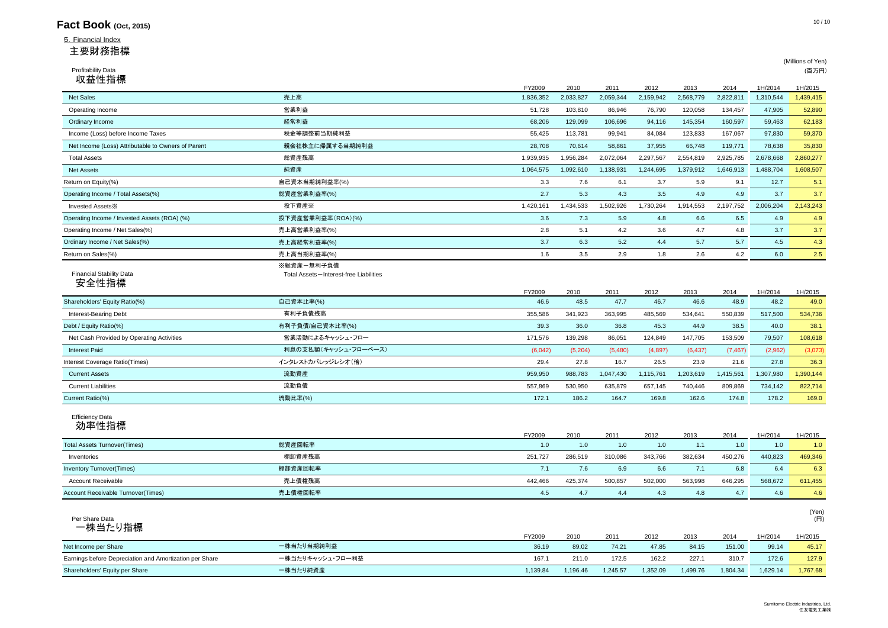# Fact Book (Oct, 2015)

5. Financial Index

## 主要財務指標

(Millions of Yen)
(百万円)

### Profitability Data 収益性指標

| | | FY2009 | 2010 | 2011 | 2012 | 2013 | 2014 | 1H/2014 | 1H/2015 |
|---|---|---|---|---|---|---|---|---|---|
| Net Sales | 売上高 | 1,836,352 | 2,033,827 | 2,059,344 | 2,159,942 | 2,568,779 | 2,822,811 | 1,310,544 | 1,439,415 |
| Operating Income | 営業利益 | 51,728 | 103,810 | 86,946 | 76,790 | 120,058 | 134,457 | 47,905 | 52,890 |
| Ordinary Income | 経常利益 | 68,206 | 129,099 | 106,696 | 94,116 | 145,354 | 160,597 | 59,463 | 62,183 |
| Income (Loss) before Income Taxes | 税金等調整前当期純利益 | 55,425 | 113,781 | 99,941 | 84,084 | 123,833 | 167,067 | 97,830 | 59,370 |
| Net Income (Loss) Attributable to Owners of Parent | 親会社株主に帰属する当期純利益 | 28,708 | 70,614 | 58,861 | 37,955 | 66,748 | 119,771 | 78,638 | 35,830 |
| Total Assets | 総資産残高 | 1,939,935 | 1,956,284 | 2,072,064 | 2,297,567 | 2,554,819 | 2,925,785 | 2,678,668 | 2,860,277 |
| Net Assets | 純資産 | 1,064,575 | 1,092,610 | 1,138,931 | 1,244,695 | 1,379,912 | 1,646,913 | 1,488,704 | 1,608,507 |
| Return on Equity(%) | 自己資本当期純利益率(%) | 3.3 | 7.6 | 6.1 | 3.7 | 5.9 | 9.1 | 12.7 | 5.1 |
| Operating Income / Total Assets(%) | 総資産営業利益率(%) | 2.7 | 5.3 | 4.3 | 3.5 | 4.9 | 4.9 | 3.7 | 3.7 |
| Invested Assets※ | 投下資産※ | 1,420,161 | 1,434,533 | 1,502,926 | 1,730,264 | 1,914,553 | 2,197,752 | 2,006,204 | 2,143,243 |
| Operating Income / Invested Assets (ROA) (%) | 投下資産営業利益率(ROA)(%) | 3.6 | 7.3 | 5.9 | 4.8 | 6.6 | 6.5 | 4.9 | 4.9 |
| Operating Income / Net Sales(%) | 売上高営業利益率(%) | 2.8 | 5.1 | 4.2 | 3.6 | 4.7 | 4.8 | 3.7 | 3.7 |
| Ordinary Income / Net Sales(%) | 売上高経常利益率(%) | 3.7 | 6.3 | 5.2 | 4.4 | 5.7 | 5.7 | 4.5 | 4.3 |
| Return on Sales(%) | 売上高当期利益率(%) | 1.6 | 3.5 | 2.9 | 1.8 | 2.6 | 4.2 | 6.0 | 2.5 |

※総資産－無利子負債
Total Assets－Interest-free Liabilities

### Financial Stability Data 安全性指標

| | | FY2009 | 2010 | 2011 | 2012 | 2013 | 2014 | 1H/2014 | 1H/2015 |
|---|---|---|---|---|---|---|---|---|---|
| Shareholders' Equity Ratio(%) | 自己資本比率(%) | 46.6 | 48.5 | 47.7 | 46.7 | 46.6 | 48.9 | 48.2 | 49.0 |
| Interest-Bearing Debt | 有利子負債残高 | 355,586 | 341,923 | 363,995 | 485,569 | 534,641 | 550,839 | 517,500 | 534,736 |
| Debt / Equity Ratio(%) | 有利子負債/自己資本比率(%) | 39.3 | 36.0 | 36.8 | 45.3 | 44.9 | 38.5 | 40.0 | 38.1 |
| Net Cash Provided by Operating Activities | 営業活動によるキャッシュ・フロー | 171,576 | 139,298 | 86,051 | 124,849 | 147,705 | 153,509 | 79,507 | 108,618 |
| Interest Paid | 利息の支払額(キャッシュ・フローベース) | (6,042) | (5,204) | (5,480) | (4,897) | (6,437) | (7,467) | (2,962) | (3,073) |
| Interest Coverage Ratio(Times) | インタレストカバレッジレシオ(倍) | 29.4 | 27.8 | 16.7 | 26.5 | 23.9 | 21.6 | 27.8 | 36.3 |
| Current Assets | 流動資産 | 959,950 | 988,783 | 1,047,430 | 1,115,761 | 1,203,619 | 1,415,561 | 1,307,980 | 1,390,144 |
| Current Liabilities | 流動負債 | 557,869 | 530,950 | 635,879 | 657,145 | 740,446 | 809,869 | 734,142 | 822,714 |
| Current Ratio(%) | 流動比率(%) | 172.1 | 186.2 | 164.7 | 169.8 | 162.6 | 174.8 | 178.2 | 169.0 |

### Efficiency Data 効率性指標

| | | FY2009 | 2010 | 2011 | 2012 | 2013 | 2014 | 1H/2014 | 1H/2015 |
|---|---|---|---|---|---|---|---|---|---|
| Total Assets Turnover(Times) | 総資産回転率 | 1.0 | 1.0 | 1.0 | 1.0 | 1.1 | 1.0 | 1.0 | 1.0 |
| Inventories | 棚卸資産残高 | 251,727 | 286,519 | 310,086 | 343,766 | 382,634 | 450,276 | 440,823 | 469,346 |
| Inventory Turnover(Times) | 棚卸資産回転率 | 7.1 | 7.6 | 6.9 | 6.6 | 7.1 | 6.8 | 6.4 | 6.3 |
| Account Receivable | 売上債権残高 | 442,466 | 425,374 | 500,857 | 502,000 | 563,998 | 646,295 | 568,672 | 611,455 |
| Account Receivable Turnover(Times) | 売上債権回転率 | 4.5 | 4.7 | 4.4 | 4.3 | 4.8 | 4.7 | 4.6 | 4.6 |

### Per Share Data 一株当たり指標

(Yen)
(円)

| | | FY2009 | 2010 | 2011 | 2012 | 2013 | 2014 | 1H/2014 | 1H/2015 |
|---|---|---|---|---|---|---|---|---|---|
| Net Income per Share | 一株当たり当期純利益 | 36.19 | 89.02 | 74.21 | 47.85 | 84.15 | 151.00 | 99.14 | 45.17 |
| Earnings before Depreciation and Amortization per Share | 一株当たりキャッシュ・フロー利益 | 167.1 | 211.0 | 172.5 | 162.2 | 227.1 | 310.7 | 172.6 | 127.9 |
| Shareholders' Equity per Share | 一株当たり純資産 | 1,139.84 | 1,196.46 | 1,245.57 | 1,352.09 | 1,499.76 | 1,804.34 | 1,629.14 | 1,767.68 |

Sumitomo Electric Industries, Ltd.
住友電気工業㈱